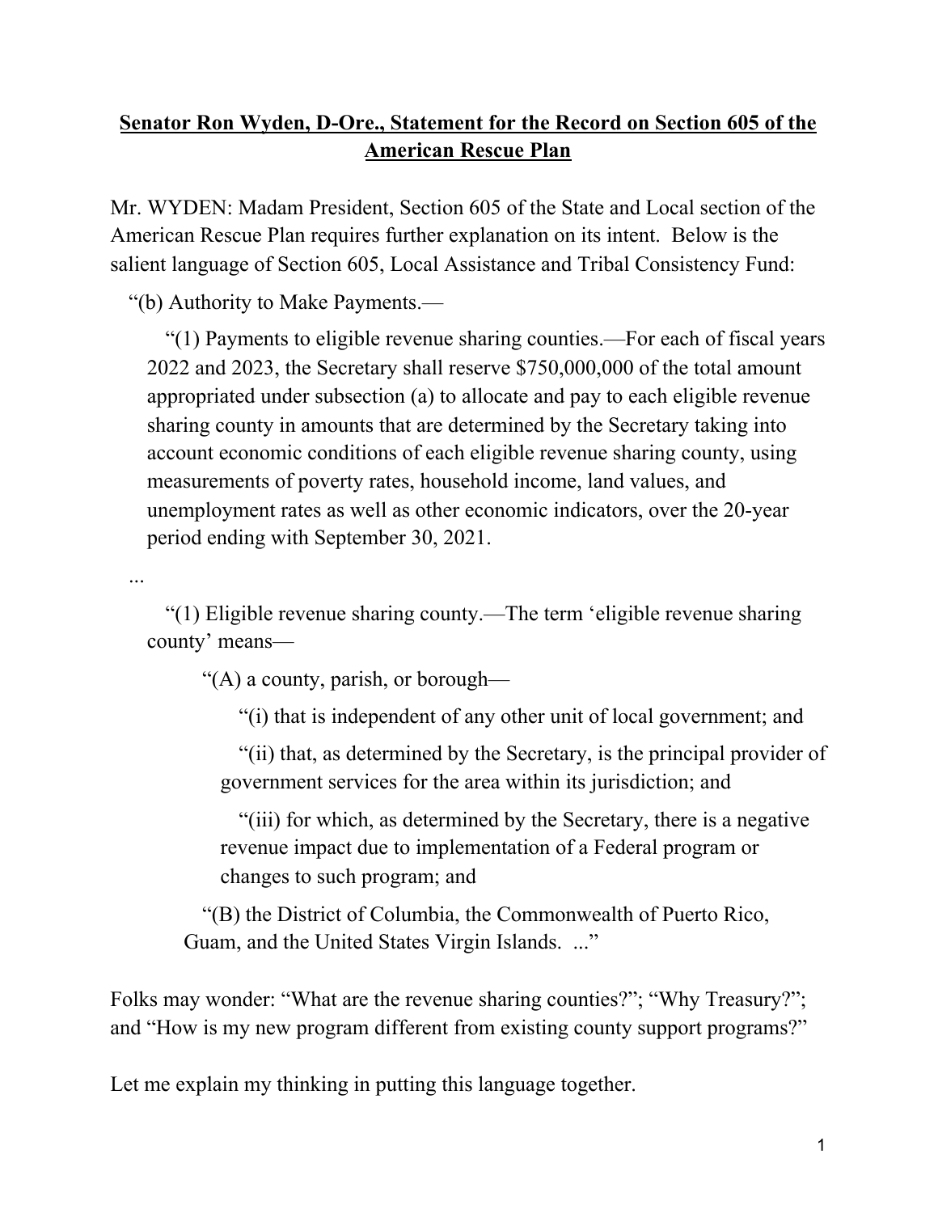**Senator Ron Wyden, D-Ore., Statement for the Record on Section 605 of the American Rescue Plan**

Mr. WYDEN: Madam President, Section 605 of the State and Local section of the American Rescue Plan requires further explanation on its intent. Below is the salient language of Section 605, Local Assistance and Tribal Consistency Fund:

> "(b) Authority to Make Payments.—
>
> "(1) Payments to eligible revenue sharing counties.—For each of fiscal years 2022 and 2023, the Secretary shall reserve $750,000,000 of the total amount appropriated under subsection (a) to allocate and pay to each eligible revenue sharing county in amounts that are determined by the Secretary taking into account economic conditions of each eligible revenue sharing county, using measurements of poverty rates, household income, land values, and unemployment rates as well as other economic indicators, over the 20-year period ending with September 30, 2021.
>
> ...
>
> "(1) Eligible revenue sharing county.—The term 'eligible revenue sharing county' means—
>
> "(A) a county, parish, or borough—
>
> "(i) that is independent of any other unit of local government; and
>
> "(ii) that, as determined by the Secretary, is the principal provider of government services for the area within its jurisdiction; and
>
> "(iii) for which, as determined by the Secretary, there is a negative revenue impact due to implementation of a Federal program or changes to such program; and
>
> "(B) the District of Columbia, the Commonwealth of Puerto Rico, Guam, and the United States Virgin Islands. ..."

Folks may wonder: "What are the revenue sharing counties?"; "Why Treasury?"; and "How is my new program different from existing county support programs?"

Let me explain my thinking in putting this language together.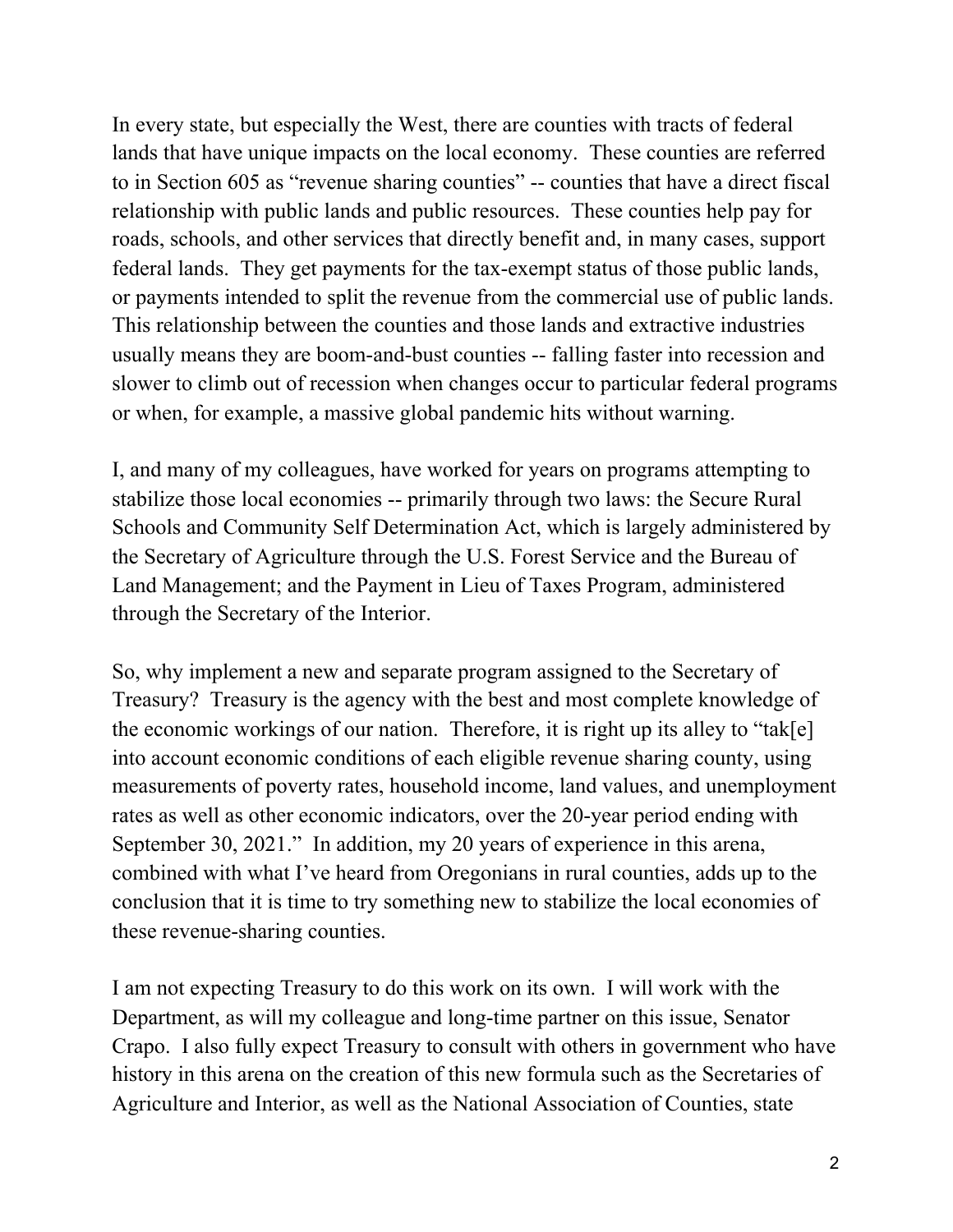In every state, but especially the West, there are counties with tracts of federal lands that have unique impacts on the local economy. These counties are referred to in Section 605 as "revenue sharing counties" -- counties that have a direct fiscal relationship with public lands and public resources. These counties help pay for roads, schools, and other services that directly benefit and, in many cases, support federal lands. They get payments for the tax-exempt status of those public lands, or payments intended to split the revenue from the commercial use of public lands. This relationship between the counties and those lands and extractive industries usually means they are boom-and-bust counties -- falling faster into recession and slower to climb out of recession when changes occur to particular federal programs or when, for example, a massive global pandemic hits without warning.

I, and many of my colleagues, have worked for years on programs attempting to stabilize those local economies -- primarily through two laws: the Secure Rural Schools and Community Self Determination Act, which is largely administered by the Secretary of Agriculture through the U.S. Forest Service and the Bureau of Land Management; and the Payment in Lieu of Taxes Program, administered through the Secretary of the Interior.

So, why implement a new and separate program assigned to the Secretary of Treasury? Treasury is the agency with the best and most complete knowledge of the economic workings of our nation. Therefore, it is right up its alley to "tak[e] into account economic conditions of each eligible revenue sharing county, using measurements of poverty rates, household income, land values, and unemployment rates as well as other economic indicators, over the 20-year period ending with September 30, 2021." In addition, my 20 years of experience in this arena, combined with what I've heard from Oregonians in rural counties, adds up to the conclusion that it is time to try something new to stabilize the local economies of these revenue-sharing counties.

I am not expecting Treasury to do this work on its own. I will work with the Department, as will my colleague and long-time partner on this issue, Senator Crapo. I also fully expect Treasury to consult with others in government who have history in this arena on the creation of this new formula such as the Secretaries of Agriculture and Interior, as well as the National Association of Counties, state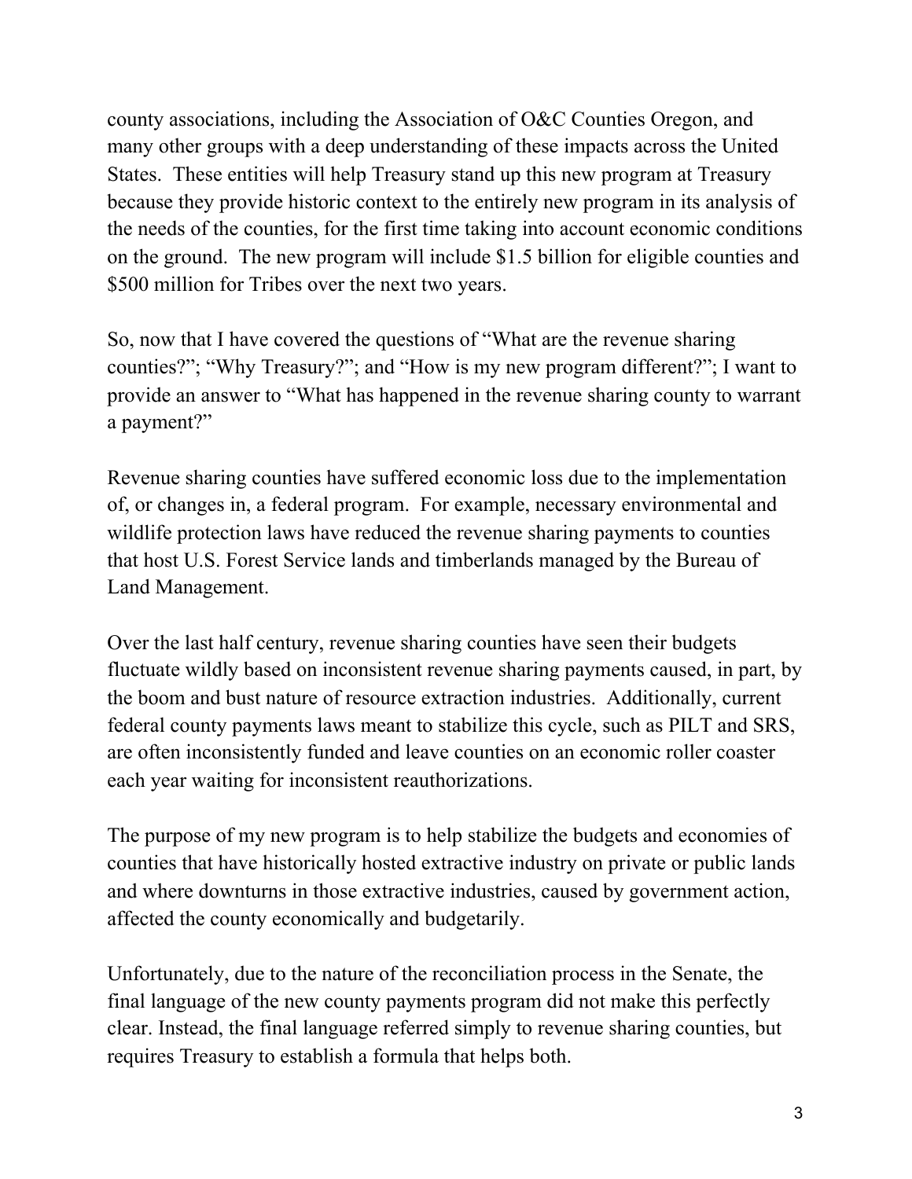county associations, including the Association of O&C Counties Oregon, and many other groups with a deep understanding of these impacts across the United States. These entities will help Treasury stand up this new program at Treasury because they provide historic context to the entirely new program in its analysis of the needs of the counties, for the first time taking into account economic conditions on the ground. The new program will include $1.5 billion for eligible counties and $500 million for Tribes over the next two years.

So, now that I have covered the questions of "What are the revenue sharing counties?"; "Why Treasury?"; and "How is my new program different?"; I want to provide an answer to "What has happened in the revenue sharing county to warrant a payment?"

Revenue sharing counties have suffered economic loss due to the implementation of, or changes in, a federal program. For example, necessary environmental and wildlife protection laws have reduced the revenue sharing payments to counties that host U.S. Forest Service lands and timberlands managed by the Bureau of Land Management.

Over the last half century, revenue sharing counties have seen their budgets fluctuate wildly based on inconsistent revenue sharing payments caused, in part, by the boom and bust nature of resource extraction industries. Additionally, current federal county payments laws meant to stabilize this cycle, such as PILT and SRS, are often inconsistently funded and leave counties on an economic roller coaster each year waiting for inconsistent reauthorizations.

The purpose of my new program is to help stabilize the budgets and economies of counties that have historically hosted extractive industry on private or public lands and where downturns in those extractive industries, caused by government action, affected the county economically and budgetarily.

Unfortunately, due to the nature of the reconciliation process in the Senate, the final language of the new county payments program did not make this perfectly clear. Instead, the final language referred simply to revenue sharing counties, but requires Treasury to establish a formula that helps both.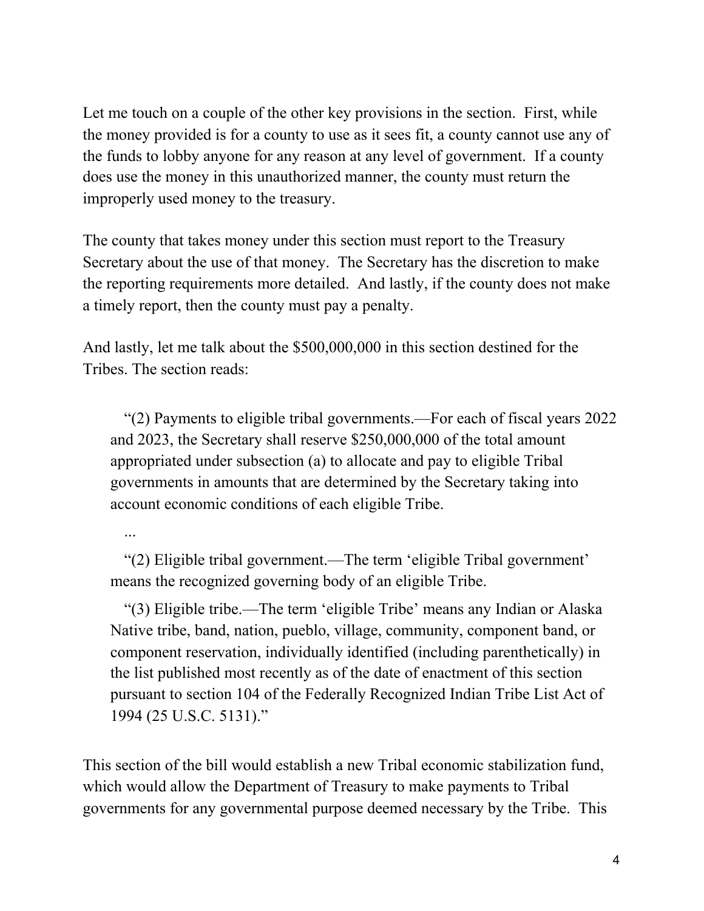Let me touch on a couple of the other key provisions in the section. First, while the money provided is for a county to use as it sees fit, a county cannot use any of the funds to lobby anyone for any reason at any level of government. If a county does use the money in this unauthorized manner, the county must return the improperly used money to the treasury.

The county that takes money under this section must report to the Treasury Secretary about the use of that money. The Secretary has the discretion to make the reporting requirements more detailed. And lastly, if the county does not make a timely report, then the county must pay a penalty.

And lastly, let me talk about the $500,000,000 in this section destined for the Tribes. The section reads:

> "(2) Payments to eligible tribal governments.—For each of fiscal years 2022 and 2023, the Secretary shall reserve $250,000,000 of the total amount appropriated under subsection (a) to allocate and pay to eligible Tribal governments in amounts that are determined by the Secretary taking into account economic conditions of each eligible Tribe.
>
> ...
>
> "(2) Eligible tribal government.—The term 'eligible Tribal government' means the recognized governing body of an eligible Tribe.
>
> "(3) Eligible tribe.—The term 'eligible Tribe' means any Indian or Alaska Native tribe, band, nation, pueblo, village, community, component band, or component reservation, individually identified (including parenthetically) in the list published most recently as of the date of enactment of this section pursuant to section 104 of the Federally Recognized Indian Tribe List Act of 1994 (25 U.S.C. 5131)."

This section of the bill would establish a new Tribal economic stabilization fund, which would allow the Department of Treasury to make payments to Tribal governments for any governmental purpose deemed necessary by the Tribe. This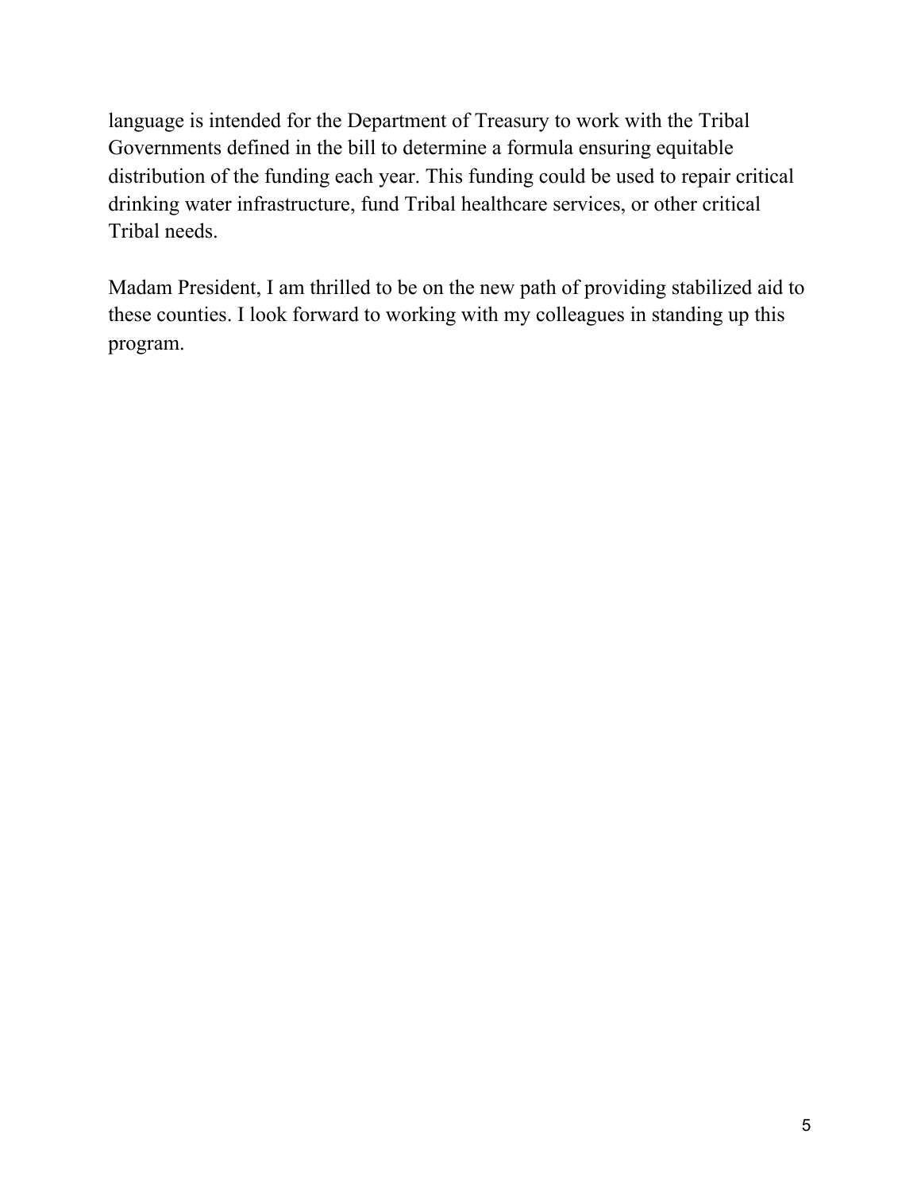language is intended for the Department of Treasury to work with the Tribal Governments defined in the bill to determine a formula ensuring equitable distribution of the funding each year. This funding could be used to repair critical drinking water infrastructure, fund Tribal healthcare services, or other critical Tribal needs.

Madam President, I am thrilled to be on the new path of providing stabilized aid to these counties. I look forward to working with my colleagues in standing up this program.